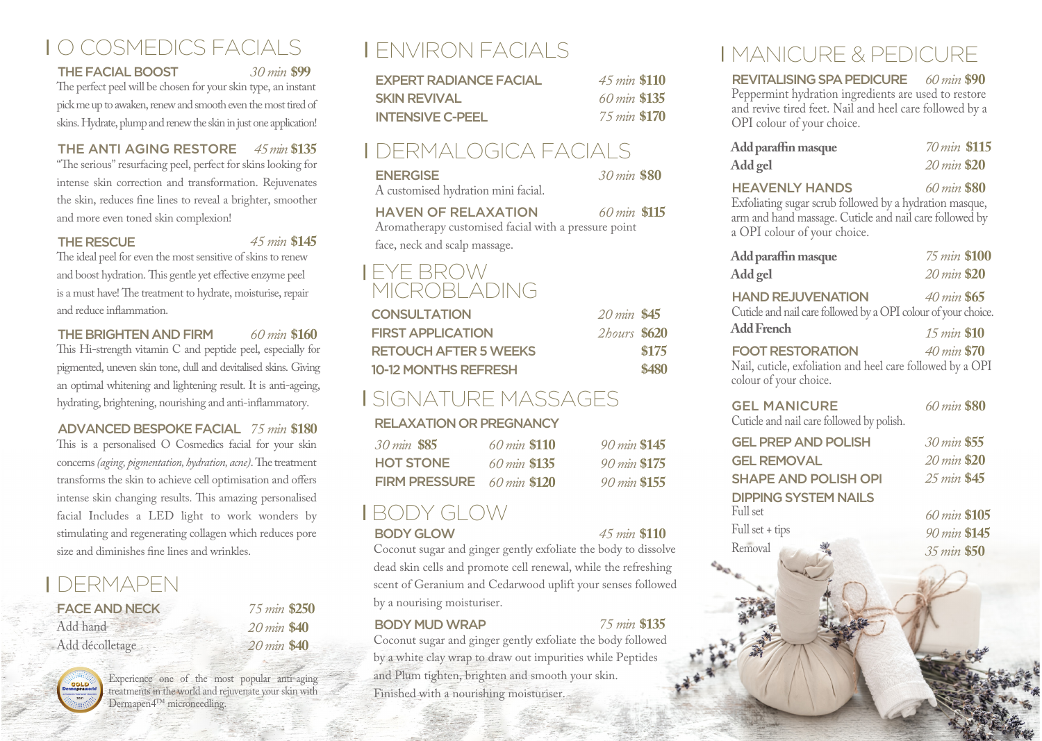# O COSMEDICS FACIALS

### THE FACIAL BOOST — *30 min* **$99**

The perfect peel will be chosen for your skin type, an instant pick me up to awaken, renew and smooth even the most tired of skins. Hydrate, plump and renew the skin in just one application!

### THE ANTI AGING RESTORE — *45 min* **$135**

"The serious" resurfacing peel, perfect for skins looking for intense skin correction and transformation. Rejuvenates the skin, reduces fine lines to reveal a brighter, smoother and more even toned skin complexion!

### THE RESCUE — *45 min* **$145**

The ideal peel for even the most sensitive of skins to renew and boost hydration. This gentle yet effective enzyme peel is a must have! The treatment to hydrate, moisturise, repair and reduce inflammation.

### THE BRIGHTEN AND FIRM — *60 min* **$160**

This Hi-strength vitamin C and peptide peel, especially for pigmented, uneven skin tone, dull and devitalised skins. Giving an optimal whitening and lightening result. It is anti-ageing, hydrating, brightening, nourishing and anti-inflammatory.

### ADVANCED BESPOKE FACIAL — *75 min* **$180**

This is a personalised O Cosmedics facial for your skin concerns *(aging, pigmentation, hydration, acne)*. The treatment transforms the skin to achieve cell optimisation and offers intense skin changing results. This amazing personalised facial Includes a LED light to work wonders by stimulating and regenerating collagen which reduces pore size and diminishes fine lines and wrinkles.

# DERMAPEN

| | | |
|---|---|---|
| **FACE AND NECK** | *75 min* | **$250** |
| Add hand | *20 min* | **$40** |
| Add décolletage | *20 min* | **$40** |

Experience one of the most popular anti-aging treatments in the world and rejuvenate your skin with Dermapen4™ microneedling.

# ENVIRON FACIALS

| | | |
|---|---|---|
| **EXPERT RADIANCE FACIAL** | *45 min* | **$110** |
| **SKIN REVIVAL** | *60 min* | **$135** |
| **INTENSIVE C-PEEL** | *75 min* | **$170** |

# DERMALOGICA FACIALS

### ENERGISE — *30 min* **$80**

A customised hydration mini facial.

### HAVEN OF RELAXATION — *60 min* **$115**

Aromatherapy customised facial with a pressure point face, neck and scalp massage.

# EYE BROW MICROBLADING

| | | |
|---|---|---|
| **CONSULTATION** | *20 min* | **$45** |
| **FIRST APPLICATION** | *2hours* | **$620** |
| **RETOUCH AFTER 5 WEEKS** | | **$175** |
| **10-12 MONTHS REFRESH** | | **$480** |

# SIGNATURE MASSAGES

| | | | |
|---|---|---|---|
| **RELAXATION OR PREGNANCY** | *30 min* **$85** | *60 min* **$110** | *90 min* **$145** |
| **HOT STONE** | | *60 min* **$135** | *90 min* **$175** |
| **FIRM PRESSURE** | | *60 min* **$120** | *90 min* **$155** |

# BODY GLOW

### BODY GLOW — *45 min* **$110**

Coconut sugar and ginger gently exfoliate the body to dissolve dead skin cells and promote cell renewal, while the refreshing scent of Geranium and Cedarwood uplift your senses followed by a nourising moisturiser.

### BODY MUD WRAP — *75 min* **$135**

Coconut sugar and ginger gently exfoliate the body followed by a white clay wrap to draw out impurities while Peptides and Plum tighten, brighten and smooth your skin. Finished with a nourishing moisturiser.

# MANICURE & PEDICURE

### REVITALISING SPA PEDICURE — *60 min* **$90**

Peppermint hydration ingredients are used to restore and revive tired feet. Nail and heel care followed by a OPI colour of your choice.

| | | |
|---|---|---|
| **Add paraffin masque** | *70 min* | **$115** |
| **Add gel** | *20 min* | **$20** |

### HEAVENLY HANDS — *60 min* **$80**

Exfoliating sugar scrub followed by a hydration masque, arm and hand massage. Cuticle and nail care followed by a OPI colour of your choice.

| | | |
|---|---|---|
| **Add paraffin masque** | *75 min* | **$100** |
| **Add gel** | *20 min* | **$20** |

### HAND REJUVENATION — *40 min* **$65**

Cuticle and nail care followed by a OPI colour of your choice.

**Add French** — *15 min* **$10**

### FOOT RESTORATION — *40 min* **$70**

Nail, cuticle, exfoliation and heel care followed by a OPI colour of your choice.

### GEL MANICURE — *60 min* **$80**

Cuticle and nail care followed by polish.

| | | |
|---|---|---|
| **GEL PREP AND POLISH** | *30 min* | **$55** |
| **GEL REMOVAL** | *20 min* | **$20** |
| **SHAPE AND POLISH OPI** | *25 min* | **$45** |
| **DIPPING SYSTEM NAILS** | | |
| Full set | *60 min* | **$105** |
| Full set + tips | *90 min* | **$145** |
| Removal | *35 min* | **$50** |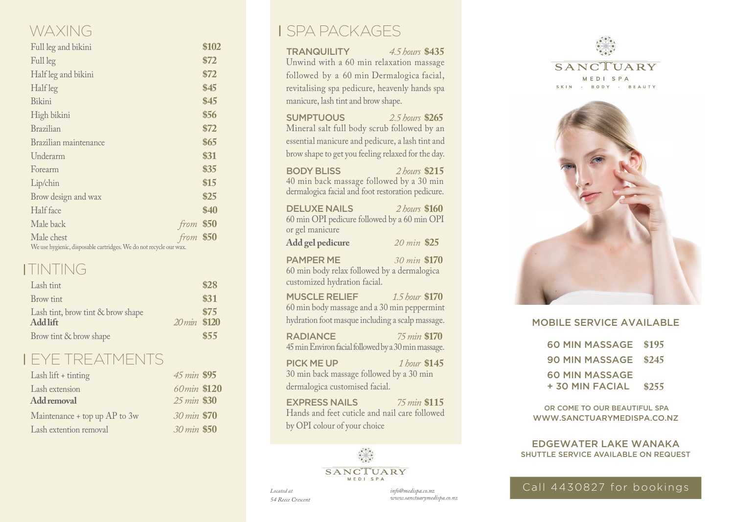## WAXING

| | | |
|---|---|---|
| Full leg and bikini | | $102 |
| Full leg | | $72 |
| Half leg and bikini | | $72 |
| Half leg | | $45 |
| Bikini | | $45 |
| High bikini | | $56 |
| Brazilian | | $72 |
| Brazilian maintenance | | $65 |
| Underarm | | $31 |
| Forearm | | $35 |
| Lip/chin | | $15 |
| Brow design and wax | | $25 |
| Half face | | $40 |
| Male back | *from* | $50 |
| Male chest | *from* | $50 |

We use hygienic, disposable cartridges. We do not recycle our wax.

## TINTING

| | | |
|---|---|---|
| Lash tint | | $28 |
| Brow tint | | $31 |
| Lash tint, brow tint & brow shape | | $75 |
| **Add lift** | *20min* | $120 |
| Brow tint & brow shape | | $55 |

## EYE TREATMENTS

| | | |
|---|---|---|
| Lash lift + tinting | *45 min* | $95 |
| Lash extension | *60min* | $120 |
| **Add removal** | *25 min* | $30 |
| Maintenance + top up AP to 3w | *30 min* | $70 |
| Lash extention removal | *30 min* | $50 |

## SPA PACKAGES

**TRANQUILITY** *4.5 hours* **$435**
Unwind with a 60 min relaxation massage followed by a 60 min Dermalogica facial, revitalising spa pedicure, heavenly hands spa manicure, lash tint and brow shape.

**SUMPTUOUS** *2.5 hours* **$265**
Mineral salt full body scrub followed by an essential manicure and pedicure, a lash tint and brow shape to get you feeling relaxed for the day.

**BODY BLISS** *2 hours* **$215**
40 min back massage followed by a 30 min dermalogica facial and foot restoration pedicure.

**DELUXE NAILS** *2 hours* **$160**
60 min OPI pedicure followed by a 60 min OPI or gel manicure

**Add gel pedicure** *20 min* **$25**

**PAMPER ME** *30 min* **$170**
60 min body relax followed by a dermalogica customized hydration facial.

**MUSCLE RELIEF** *1.5 hour* **$170**
60 min body massage and a 30 min peppermint hydration foot masque including a scalp massage.

**RADIANCE** *75 min* **$170**
45 min Environ facial followed by a 30 min massage.

**PICK ME UP** *1 hour* **$145**
30 min back massage followed by a 30 min dermalogica customised facial.

**EXPRESS NAILS** *75 min* **$115**
Hands and feet cuticle and nail care followed by OPI colour of your choice

SANCTUARY
MEDI SPA

*Located at*
*54 Reece Crescent*

*info@medispa.co.nz*
*www.sanctuarymedispa.co.nz*

SANCTUARY
MEDI SPA
SKIN · BODY · BEAUTY

MOBILE SERVICE AVAILABLE

| | |
|---|---|
| 60 MIN MASSAGE | $195 |
| 90 MIN MASSAGE | $245 |
| 60 MIN MASSAGE + 30 MIN FACIAL | $255 |

OR COME TO OUR BEAUTIFUL SPA
WWW.SANCTUARYMEDISPA.CO.NZ

EDGEWATER LAKE WANAKA
SHUTTLE SERVICE AVAILABLE ON REQUEST

Call 4430827 for bookings